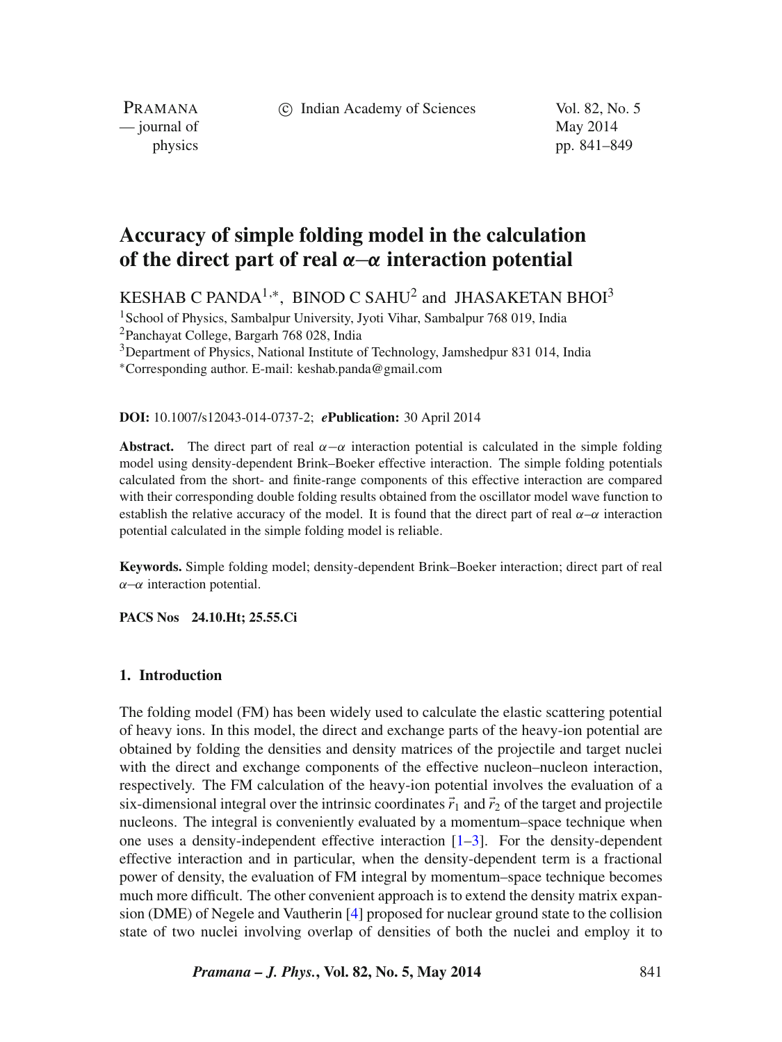# Accuracy of simple folding model in the calculation of the direct part of real $\alpha$–$\alpha$ interaction potential

KESHAB C PANDA[1,*], BINOD C SAHU[2] and JHASAKETAN BHOI[3]

[1]School of Physics, Sambalpur University, Jyoti Vihar, Sambalpur 768 019, India
[2]Panchayat College, Bargarh 768 028, India
[3]Department of Physics, National Institute of Technology, Jamshedpur 831 014, India
[*]Corresponding author. E-mail: keshab.panda@gmail.com

**DOI:** 10.1007/s12043-014-0737-2; ***e*****Publication:** 30 April 2014

**Abstract.** The direct part of real $\alpha - \alpha$ interaction potential is calculated in the simple folding model using density-dependent Brink–Boeker effective interaction. The simple folding potentials calculated from the short- and finite-range components of this effective interaction are compared with their corresponding double folding results obtained from the oscillator model wave function to establish the relative accuracy of the model. It is found that the direct part of real $\alpha$–$\alpha$ interaction potential calculated in the simple folding model is reliable.

**Keywords.** Simple folding model; density-dependent Brink–Boeker interaction; direct part of real $\alpha$–$\alpha$ interaction potential.

**PACS Nos 24.10.Ht; 25.55.Ci**

## 1. Introduction

The folding model (FM) has been widely used to calculate the elastic scattering potential of heavy ions. In this model, the direct and exchange parts of the heavy-ion potential are obtained by folding the densities and density matrices of the projectile and target nuclei with the direct and exchange components of the effective nucleon–nucleon interaction, respectively. The FM calculation of the heavy-ion potential involves the evaluation of a six-dimensional integral over the intrinsic coordinates $\vec{r}_1$ and $\vec{r}_2$ of the target and projectile nucleons. The integral is conveniently evaluated by a momentum–space technique when one uses a density-independent effective interaction [1–3]. For the density-dependent effective interaction and in particular, when the density-dependent term is a fractional power of density, the evaluation of FM integral by momentum–space technique becomes much more difficult. The other convenient approach is to extend the density matrix expansion (DME) of Negele and Vautherin [4] proposed for nuclear ground state to the collision state of two nuclei involving overlap of densities of both the nuclei and employ it to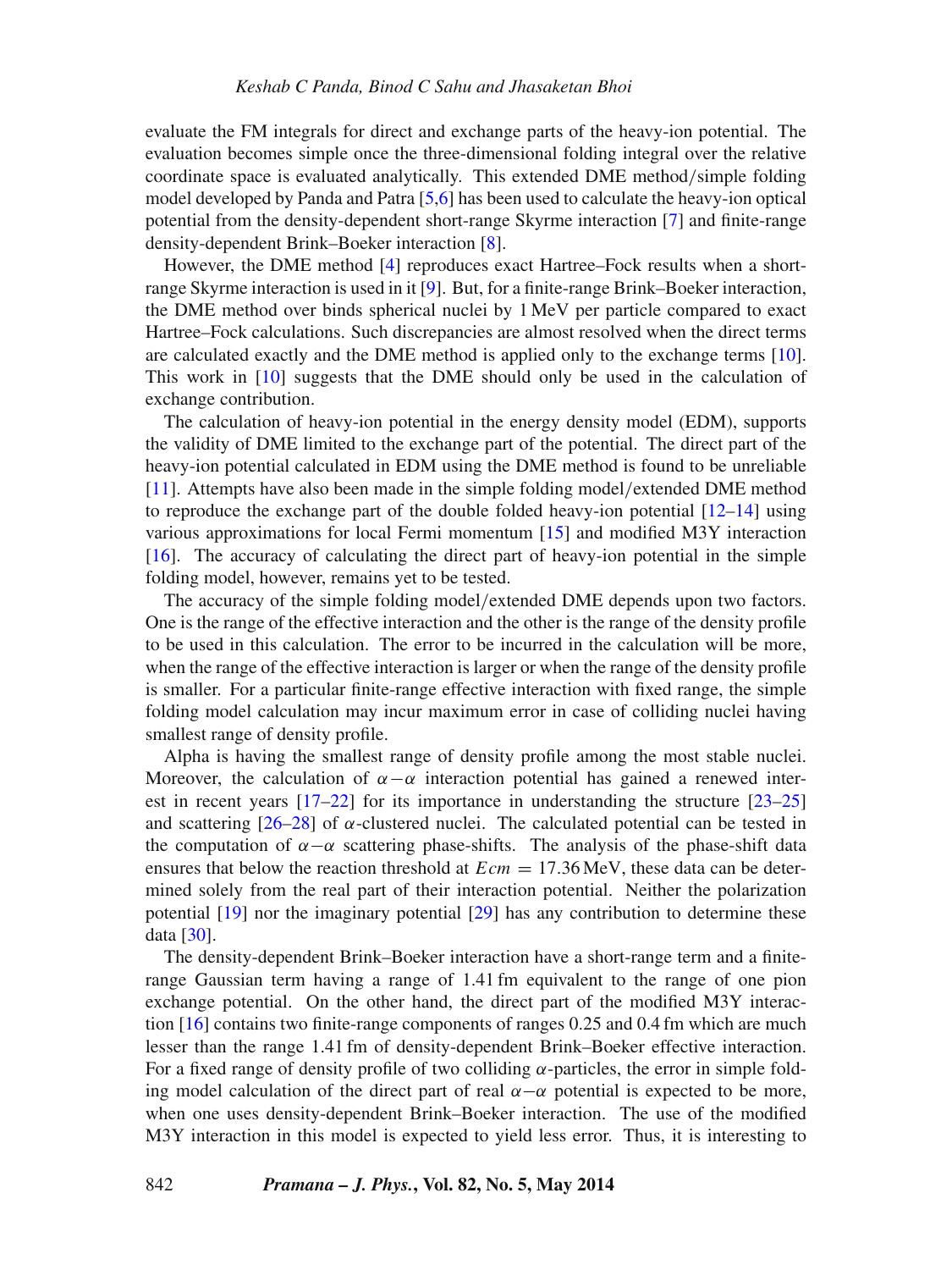evaluate the FM integrals for direct and exchange parts of the heavy-ion potential. The evaluation becomes simple once the three-dimensional folding integral over the relative coordinate space is evaluated analytically. This extended DME method/simple folding model developed by Panda and Patra [5,6] has been used to calculate the heavy-ion optical potential from the density-dependent short-range Skyrme interaction [7] and finite-range density-dependent Brink–Boeker interaction [8].

However, the DME method [4] reproduces exact Hartree–Fock results when a short-range Skyrme interaction is used in it [9]. But, for a finite-range Brink–Boeker interaction, the DME method over binds spherical nuclei by 1 MeV per particle compared to exact Hartree–Fock calculations. Such discrepancies are almost resolved when the direct terms are calculated exactly and the DME method is applied only to the exchange terms [10]. This work in [10] suggests that the DME should only be used in the calculation of exchange contribution.

The calculation of heavy-ion potential in the energy density model (EDM), supports the validity of DME limited to the exchange part of the potential. The direct part of the heavy-ion potential calculated in EDM using the DME method is found to be unreliable [11]. Attempts have also been made in the simple folding model/extended DME method to reproduce the exchange part of the double folded heavy-ion potential [12–14] using various approximations for local Fermi momentum [15] and modified M3Y interaction [16]. The accuracy of calculating the direct part of heavy-ion potential in the simple folding model, however, remains yet to be tested.

The accuracy of the simple folding model/extended DME depends upon two factors. One is the range of the effective interaction and the other is the range of the density profile to be used in this calculation. The error to be incurred in the calculation will be more, when the range of the effective interaction is larger or when the range of the density profile is smaller. For a particular finite-range effective interaction with fixed range, the simple folding model calculation may incur maximum error in case of colliding nuclei having smallest range of density profile.

Alpha is having the smallest range of density profile among the most stable nuclei. Moreover, the calculation of $\alpha-\alpha$ interaction potential has gained a renewed interest in recent years [17–22] for its importance in understanding the structure [23–25] and scattering [26–28] of $\alpha$-clustered nuclei. The calculated potential can be tested in the computation of $\alpha-\alpha$ scattering phase-shifts. The analysis of the phase-shift data ensures that below the reaction threshold at $Ecm = 17.36$ MeV, these data can be determined solely from the real part of their interaction potential. Neither the polarization potential [19] nor the imaginary potential [29] has any contribution to determine these data [30].

The density-dependent Brink–Boeker interaction have a short-range term and a finite-range Gaussian term having a range of 1.41 fm equivalent to the range of one pion exchange potential. On the other hand, the direct part of the modified M3Y interaction [16] contains two finite-range components of ranges 0.25 and 0.4 fm which are much lesser than the range 1.41 fm of density-dependent Brink–Boeker effective interaction. For a fixed range of density profile of two colliding $\alpha$-particles, the error in simple folding model calculation of the direct part of real $\alpha-\alpha$ potential is expected to be more, when one uses density-dependent Brink–Boeker interaction. The use of the modified M3Y interaction in this model is expected to yield less error. Thus, it is interesting to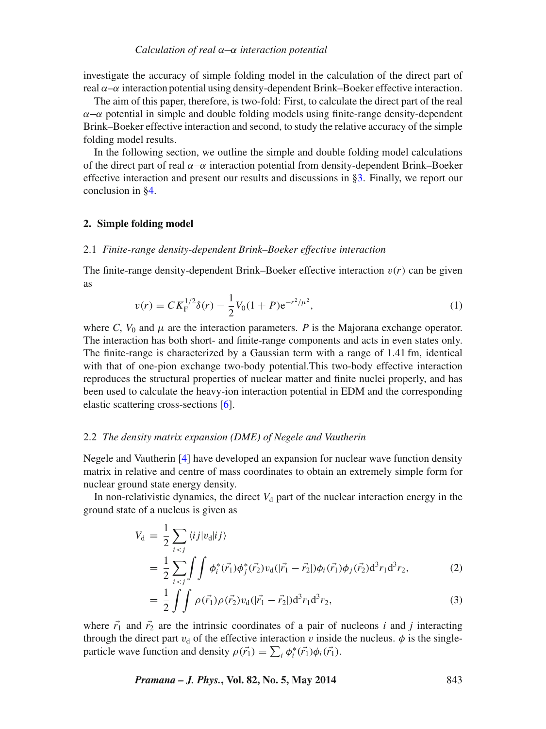investigate the accuracy of simple folding model in the calculation of the direct part of real $\alpha$–$\alpha$ interaction potential using density-dependent Brink–Boeker effective interaction.

The aim of this paper, therefore, is two-fold: First, to calculate the direct part of the real $\alpha$–$\alpha$ potential in simple and double folding models using finite-range density-dependent Brink–Boeker effective interaction and second, to study the relative accuracy of the simple folding model results.

In the following section, we outline the simple and double folding model calculations of the direct part of real $\alpha$–$\alpha$ interaction potential from density-dependent Brink–Boeker effective interaction and present our results and discussions in §3. Finally, we report our conclusion in §4.

## 2. Simple folding model

### 2.1 *Finite-range density-dependent Brink–Boeker effective interaction*

The finite-range density-dependent Brink–Boeker effective interaction $v(r)$ can be given as

$$v(r) = C K_{\mathrm{F}}^{1/2}\delta(r) - \frac{1}{2}V_0(1+P)\mathrm{e}^{-r^2/\mu^2}, \tag{1}$$

where $C$, $V_0$ and $\mu$ are the interaction parameters. $P$ is the Majorana exchange operator. The interaction has both short- and finite-range components and acts in even states only. The finite-range is characterized by a Gaussian term with a range of 1.41 fm, identical with that of one-pion exchange two-body potential.This two-body effective interaction reproduces the structural properties of nuclear matter and finite nuclei properly, and has been used to calculate the heavy-ion interaction potential in EDM and the corresponding elastic scattering cross-sections [6].

### 2.2 *The density matrix expansion (DME) of Negele and Vautherin*

Negele and Vautherin [4] have developed an expansion for nuclear wave function density matrix in relative and centre of mass coordinates to obtain an extremely simple form for nuclear ground state energy density.

In non-relativistic dynamics, the direct $V_{\mathrm{d}}$ part of the nuclear interaction energy in the ground state of a nucleus is given as

$$\begin{aligned} V_{\mathrm{d}} &= \frac{1}{2}\sum_{i<j}\langle ij|v_{\mathrm{d}}|ij\rangle \\ &= \frac{1}{2}\sum_{i<j}\int\int \phi_i^*(\vec{r}_1)\phi_j^*(\vec{r}_2)v_{\mathrm{d}}(|\vec{r}_1-\vec{r}_2|)\phi_i(\vec{r}_1)\phi_j(\vec{r}_2)\mathrm{d}^3r_1\mathrm{d}^3r_2, \qquad (2) \\ &= \frac{1}{2}\int\int \rho(\vec{r}_1)\rho(\vec{r}_2)v_{\mathrm{d}}(|\vec{r}_1-\vec{r}_2|)\mathrm{d}^3r_1\mathrm{d}^3r_2, \qquad (3) \end{aligned}$$

where $\vec{r}_1$ and $\vec{r}_2$ are the intrinsic coordinates of a pair of nucleons $i$ and $j$ interacting through the direct part $v_{\mathrm{d}}$ of the effective interaction $v$ inside the nucleus. $\phi$ is the single-particle wave function and density $\rho(\vec{r}_1) = \sum_i \phi_i^*(\vec{r}_1)\phi_i(\vec{r}_1)$.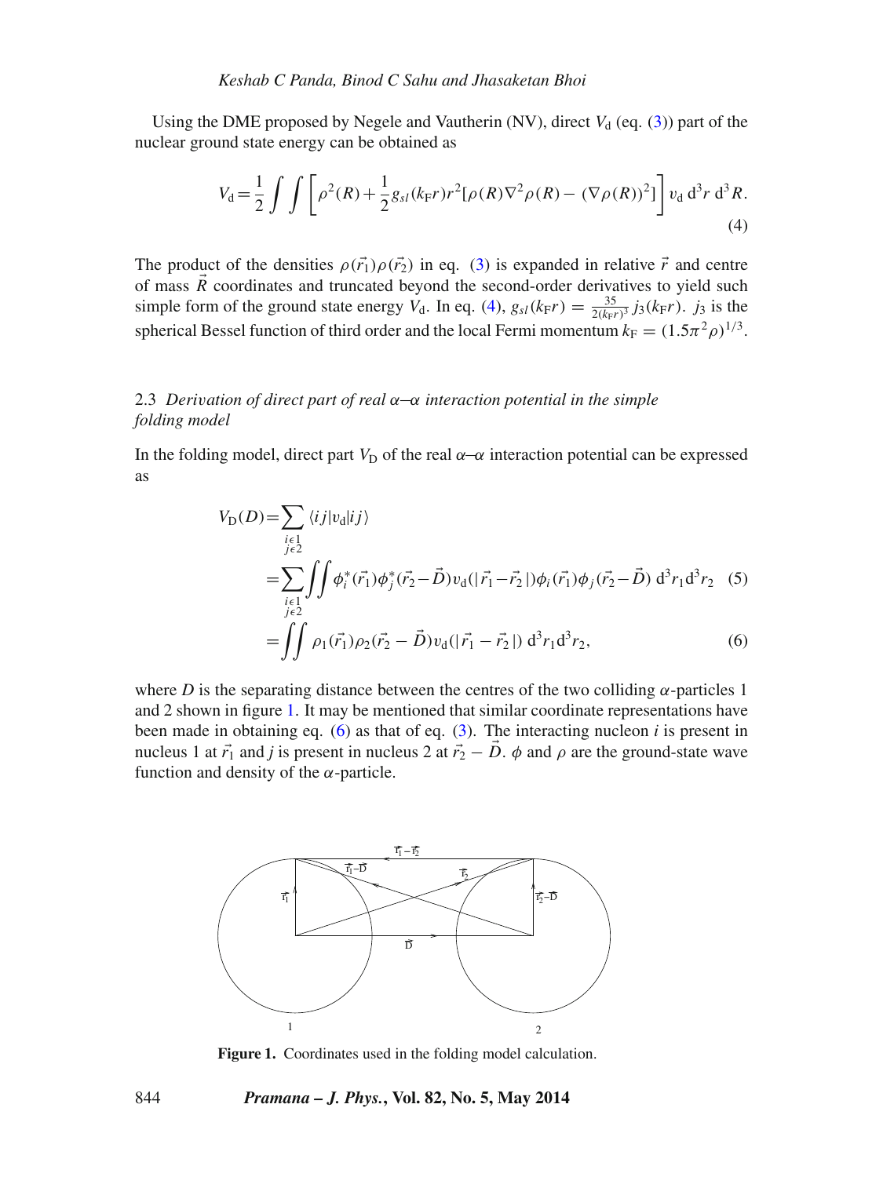Using the DME proposed by Negele and Vautherin (NV), direct $V_{\mathrm{d}}$ (eq. (3)) part of the nuclear ground state energy can be obtained as

$$V_{\mathrm{d}} = \frac{1}{2}\int\int\left[\rho^2(R) + \frac{1}{2}g_{sl}(k_{\mathrm{F}}r)r^2[\rho(R)\nabla^2\rho(R) - (\nabla\rho(R))^2]\right]v_{\mathrm{d}}\,\mathrm{d}^3r\,\mathrm{d}^3R. \tag{4}$$

The product of the densities $\rho(\vec{r}_1)\rho(\vec{r}_2)$ in eq. (3) is expanded in relative $\vec{r}$ and centre of mass $\vec{R}$ coordinates and truncated beyond the second-order derivatives to yield such simple form of the ground state energy $V_{\mathrm{d}}$. In eq. (4), $g_{sl}(k_{\mathrm{F}}r) = \frac{35}{2(k_{\mathrm{F}}r)^3}j_3(k_{\mathrm{F}}r)$. $j_3$ is the spherical Bessel function of third order and the local Fermi momentum $k_{\mathrm{F}} = (1.5\pi^2\rho)^{1/3}$.

### 2.3 *Derivation of direct part of real α–α interaction potential in the simple folding model*

In the folding model, direct part $V_{\mathrm{D}}$ of the real $\alpha$–$\alpha$ interaction potential can be expressed as

$$\begin{aligned} V_{\mathrm{D}}(D) &= \sum_{\substack{i\epsilon 1\\ j\epsilon 2}}\langle ij|v_{\mathrm{d}}|ij\rangle \\ &= \sum_{\substack{i\epsilon 1\\ j\epsilon 2}}\int\int\phi_i^*(\vec{r}_1)\phi_j^*(\vec{r}_2-\vec{D})v_{\mathrm{d}}(|\vec{r}_1-\vec{r}_2|)\phi_i(\vec{r}_1)\phi_j(\vec{r}_2-\vec{D})\,\mathrm{d}^3r_1\mathrm{d}^3r_2 \quad (5)\\ &= \int\int\rho_1(\vec{r}_1)\rho_2(\vec{r}_2-\vec{D})v_{\mathrm{d}}(|\vec{r}_1-\vec{r}_2|)\,\mathrm{d}^3r_1\mathrm{d}^3r_2, \quad (6)\end{aligned}$$

where $D$ is the separating distance between the centres of the two colliding $\alpha$-particles 1 and 2 shown in figure 1. It may be mentioned that similar coordinate representations have been made in obtaining eq. (6) as that of eq. (3). The interacting nucleon $i$ is present in nucleus 1 at $\vec{r}_1$ and $j$ is present in nucleus 2 at $\vec{r}_2 - \vec{D}$. $\phi$ and $\rho$ are the ground-state wave function and density of the $\alpha$-particle.

**Figure 1.** Coordinates used in the folding model calculation.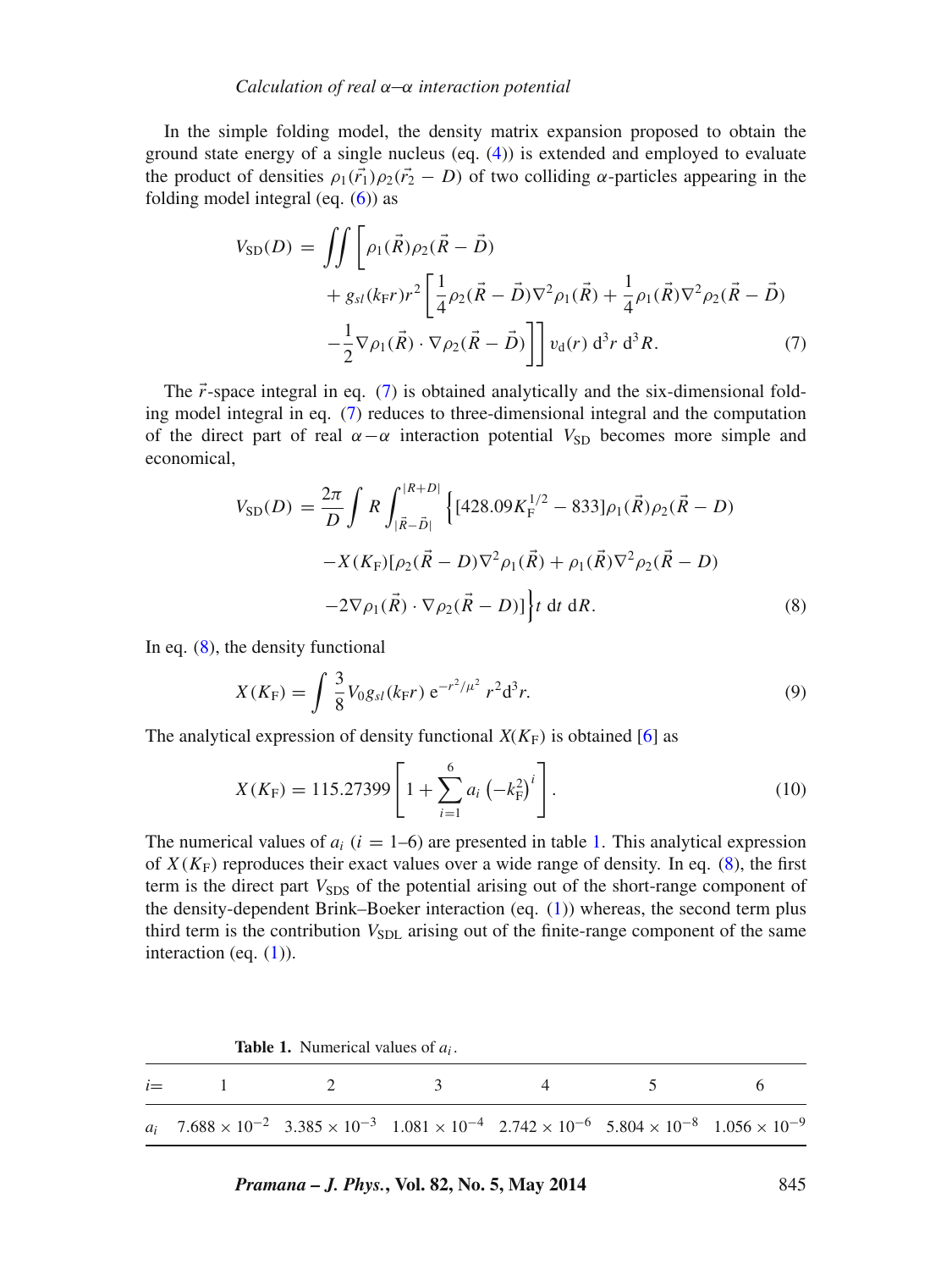In the simple folding model, the density matrix expansion proposed to obtain the ground state energy of a single nucleus (eq. (4)) is extended and employed to evaluate the product of densities $\rho_1(\vec{r}_1)\rho_2(\vec{r}_2 - D)$ of two colliding $\alpha$-particles appearing in the folding model integral (eq. (6)) as

$$
\begin{aligned}
V_{\mathrm{SD}}(D) = \iint \Bigg[ & \rho_1(\vec{R})\rho_2(\vec{R}-\vec{D}) \\
& + g_{sl}(k_{\mathrm{F}}r)r^2 \left[ \frac{1}{4}\rho_2(\vec{R}-\vec{D})\nabla^2\rho_1(\vec{R}) + \frac{1}{4}\rho_1(\vec{R})\nabla^2\rho_2(\vec{R}-\vec{D}) \right. \\
& \left. - \frac{1}{2}\nabla\rho_1(\vec{R})\cdot\nabla\rho_2(\vec{R}-\vec{D}) \right] \Bigg] v_{\mathrm{d}}(r)\, \mathrm{d}^3r\, \mathrm{d}^3R. \qquad (7)
\end{aligned}
$$

The $\vec{r}$-space integral in eq. (7) is obtained analytically and the six-dimensional folding model integral in eq. (7) reduces to three-dimensional integral and the computation of the direct part of real $\alpha-\alpha$ interaction potential $V_{\mathrm{SD}}$ becomes more simple and economical,

$$
\begin{aligned}
V_{\mathrm{SD}}(D) = \frac{2\pi}{D}\int R \int_{|\vec{R}-\vec{D}|}^{|R+D|} \Big\{ & [428.09K_{\mathrm{F}}^{1/2} - 833]\rho_1(\vec{R})\rho_2(\vec{R}-D) \\
& - X(K_{\mathrm{F}})[\rho_2(\vec{R}-D)\nabla^2\rho_1(\vec{R}) + \rho_1(\vec{R})\nabla^2\rho_2(\vec{R}-D) \\
& - 2\nabla\rho_1(\vec{R})\cdot\nabla\rho_2(\vec{R}-D)] \Big\} t\, \mathrm{d}t\, \mathrm{d}R. \qquad (8)
\end{aligned}
$$

In eq. (8), the density functional

$$
X(K_{\mathrm{F}}) = \int \frac{3}{8} V_0 g_{sl}(k_{\mathrm{F}}r)\, \mathrm{e}^{-r^2/\mu^2}\, r^2 \mathrm{d}^3r. \qquad (9)
$$

The analytical expression of density functional $X(K_{\mathrm{F}})$ is obtained [6] as

$$
X(K_{\mathrm{F}}) = 115.27399 \left[ 1 + \sum_{i=1}^{6} a_i \left(-k_{\mathrm{F}}^2\right)^i \right]. \qquad (10)
$$

The numerical values of $a_i$ ($i = 1$–6) are presented in table 1. This analytical expression of $X(K_{\mathrm{F}})$ reproduces their exact values over a wide range of density. In eq. (8), the first term is the direct part $V_{\mathrm{SDS}}$ of the potential arising out of the short-range component of the density-dependent Brink–Boeker interaction (eq. (1)) whereas, the second term plus third term is the contribution $V_{\mathrm{SDL}}$ arising out of the finite-range component of the same interaction (eq. (1)).

**Table 1.** Numerical values of $a_i$.

| $i=$ | 1 | 2 | 3 | 4 | 5 | 6 |
|---|---|---|---|---|---|---|
| $a_i$ | $7.688 \times 10^{-2}$ | $3.385 \times 10^{-3}$ | $1.081 \times 10^{-4}$ | $2.742 \times 10^{-6}$ | $5.804 \times 10^{-8}$ | $1.056 \times 10^{-9}$ |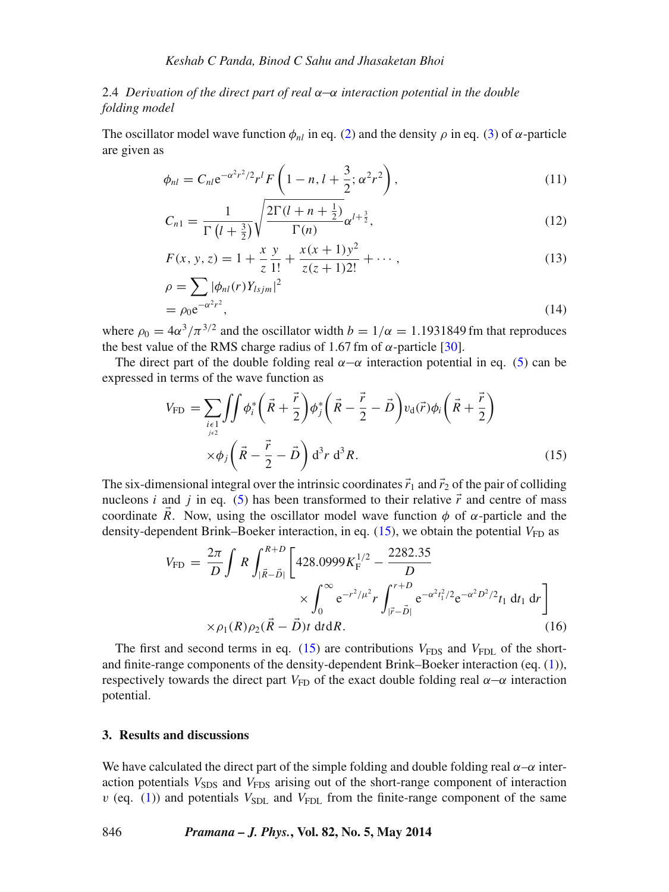### 2.4 *Derivation of the direct part of real α–α interaction potential in the double folding model*

The oscillator model wave function $\phi_{nl}$ in eq. (2) and the density $\rho$ in eq. (3) of $\alpha$-particle are given as

$$\phi_{nl} = C_{nl} \mathrm{e}^{-\alpha^2 r^2/2} r^l F\left(1-n, l+\frac{3}{2}; \alpha^2 r^2\right), \tag{11}$$

$$C_{n1} = \frac{1}{\Gamma\left(l+\frac{3}{2}\right)} \sqrt{\frac{2\Gamma(l+n+\frac{1}{2})}{\Gamma(n)}} \alpha^{l+\frac{3}{2}}, \tag{12}$$

$$F(x, y, z) = 1 + \frac{x}{z}\frac{y}{1!} + \frac{x(x+1)y^2}{z(z+1)2!} + \cdots, \tag{13}$$

$$\begin{aligned} \rho &= \sum |\phi_{nl}(r) Y_{lsjm}|^2 \\ &= \rho_0 \mathrm{e}^{-\alpha^2 r^2}, \end{aligned} \tag{14}$$

where $\rho_0 = 4\alpha^3/\pi^{3/2}$ and the oscillator width $b = 1/\alpha = 1.1931849$ fm that reproduces the best value of the RMS charge radius of 1.67 fm of $\alpha$-particle [30].

The direct part of the double folding real $\alpha$–$\alpha$ interaction potential in eq. (5) can be expressed in terms of the wave function as

$$\begin{aligned} V_{\mathrm{FD}} = &\sum_{\substack{i\epsilon 1 \\ j\epsilon 2}} \iint \phi_i^*\left(\vec{R} + \frac{\vec{r}}{2}\right) \phi_j^*\left(\vec{R} - \frac{\vec{r}}{2} - \vec{D}\right) v_{\mathrm{d}}(\vec{r}) \phi_i\left(\vec{R} + \frac{\vec{r}}{2}\right) \\ &\times \phi_j\left(\vec{R} - \frac{\vec{r}}{2} - \vec{D}\right) \mathrm{d}^3 r\, \mathrm{d}^3 R. \end{aligned} \tag{15}$$

The six-dimensional integral over the intrinsic coordinates $\vec{r}_1$ and $\vec{r}_2$ of the pair of colliding nucleons $i$ and $j$ in eq. (5) has been transformed to their relative $\vec{r}$ and centre of mass coordinate $\vec{R}$. Now, using the oscillator model wave function $\phi$ of $\alpha$-particle and the density-dependent Brink–Boeker interaction, in eq. (15), we obtain the potential $V_{\mathrm{FD}}$ as

$$\begin{aligned} V_{\mathrm{FD}} = &\frac{2\pi}{D} \int R \int_{|\vec{R}-\vec{D}|}^{R+D} \Bigg[ 428.0999 K_{\mathrm{F}}^{1/2} - \frac{2282.35}{D} \\ &\times \int_0^\infty \mathrm{e}^{-r^2/\mu^2} r \int_{|\vec{r}-\vec{D}|}^{r+D} \mathrm{e}^{-\alpha^2 t_1^2/2} \mathrm{e}^{-\alpha^2 D^2/2} t_1\, \mathrm{d}t_1\, \mathrm{d}r \Bigg] \\ &\times \rho_1(R) \rho_2(\vec{R}-\vec{D}) t\, \mathrm{d}t \mathrm{d}R. \end{aligned} \tag{16}$$

The first and second terms in eq. (15) are contributions $V_{\mathrm{FDS}}$ and $V_{\mathrm{FDL}}$ of the short- and finite-range components of the density-dependent Brink–Boeker interaction (eq. (1)), respectively towards the direct part $V_{\mathrm{FD}}$ of the exact double folding real $\alpha$–$\alpha$ interaction potential.

## 3. Results and discussions

We have calculated the direct part of the simple folding and double folding real $\alpha$–$\alpha$ interaction potentials $V_{\mathrm{SDS}}$ and $V_{\mathrm{FDS}}$ arising out of the short-range component of interaction $v$ (eq. (1)) and potentials $V_{\mathrm{SDL}}$ and $V_{\mathrm{FDL}}$ from the finite-range component of the same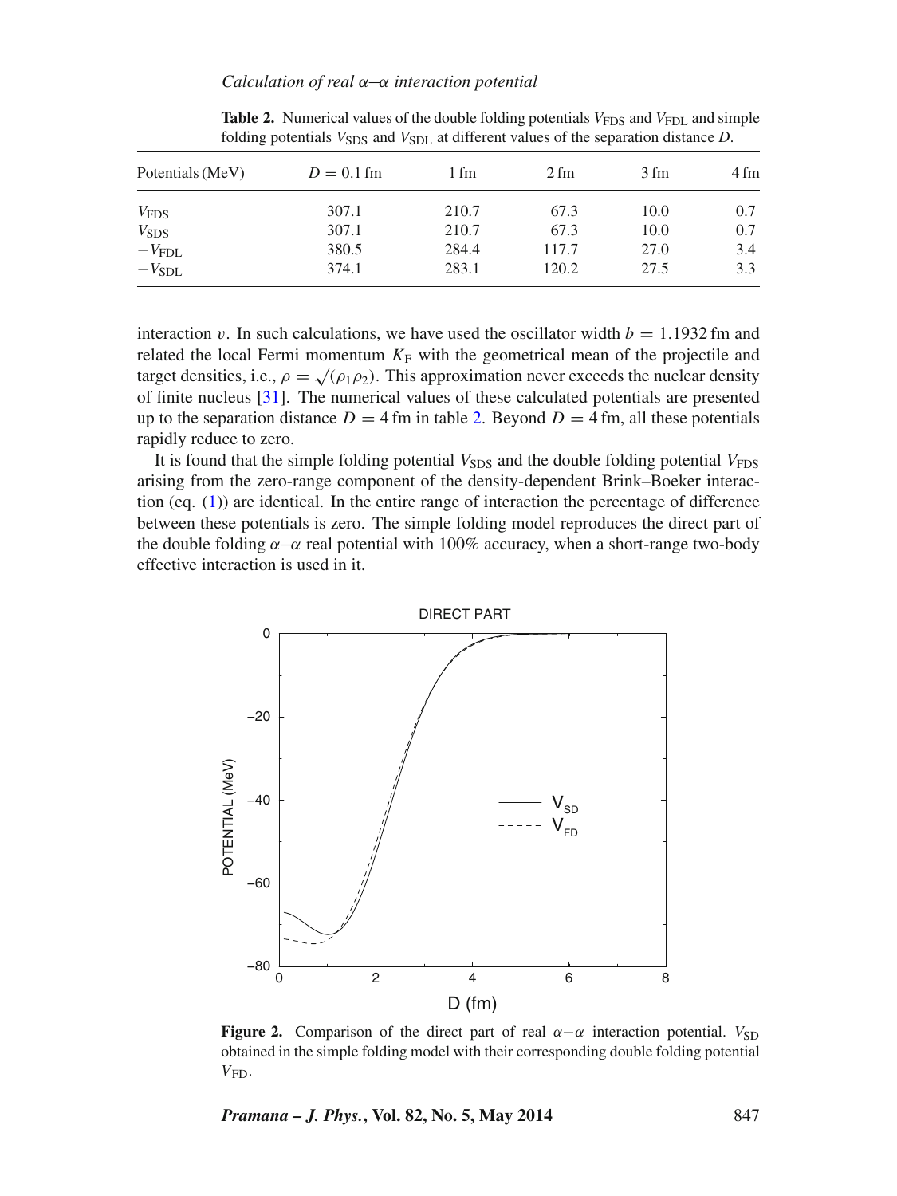**Table 2.** Numerical values of the double folding potentials $V_{\text{FDS}}$ and $V_{\text{FDL}}$ and simple folding potentials $V_{\text{SDS}}$ and $V_{\text{SDL}}$ at different values of the separation distance $D$.

| Potentials (MeV) | $D = 0.1$ fm | 1 fm | 2 fm | 3 fm | 4 fm |
|---|---|---|---|---|---|
| $V_{\text{FDS}}$ | 307.1 | 210.7 | 67.3 | 10.0 | 0.7 |
| $V_{\text{SDS}}$ | 307.1 | 210.7 | 67.3 | 10.0 | 0.7 |
| $-V_{\text{FDL}}$ | 380.5 | 284.4 | 117.7 | 27.0 | 3.4 |
| $-V_{\text{SDL}}$ | 374.1 | 283.1 | 120.2 | 27.5 | 3.3 |

interaction $v$. In such calculations, we have used the oscillator width $b = 1.1932$ fm and related the local Fermi momentum $K_{\text{F}}$ with the geometrical mean of the projectile and target densities, i.e., $\rho = \sqrt{(\rho_1 \rho_2)}$. This approximation never exceeds the nuclear density of finite nucleus [31]. The numerical values of these calculated potentials are presented up to the separation distance $D = 4$ fm in table 2. Beyond $D = 4$ fm, all these potentials rapidly reduce to zero.

It is found that the simple folding potential $V_{\text{SDS}}$ and the double folding potential $V_{\text{FDS}}$ arising from the zero-range component of the density-dependent Brink–Boeker interaction (eq. (1)) are identical. In the entire range of interaction the percentage of difference between these potentials is zero. The simple folding model reproduces the direct part of the double folding $\alpha$–$\alpha$ real potential with 100% accuracy, when a short-range two-body effective interaction is used in it.

**Figure 2.** Comparison of the direct part of real $\alpha$–$\alpha$ interaction potential. $V_{\text{SD}}$ obtained in the simple folding model with their corresponding double folding potential $V_{\text{FD}}$.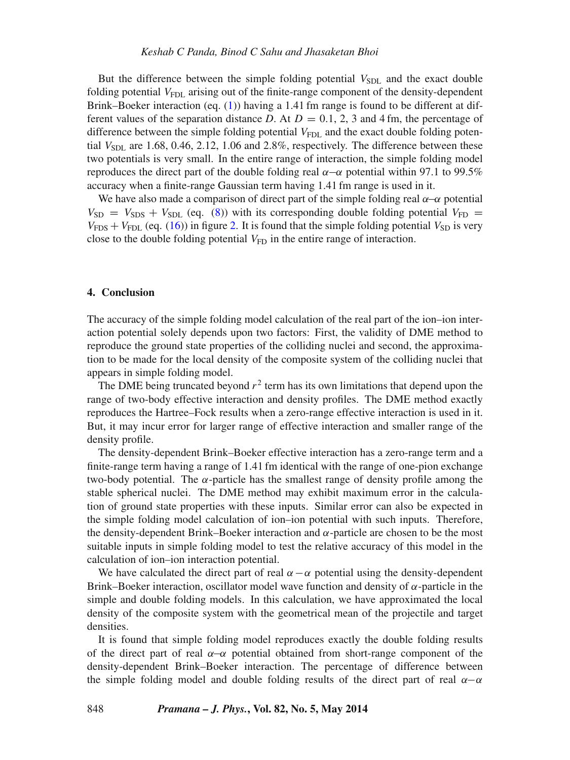But the difference between the simple folding potential $V_{\rm SDL}$ and the exact double folding potential $V_{\rm FDL}$ arising out of the finite-range component of the density-dependent Brink–Boeker interaction (eq. (1)) having a 1.41 fm range is found to be different at different values of the separation distance $D$. At $D = 0.1$, 2, 3 and 4 fm, the percentage of difference between the simple folding potential $V_{\rm FDL}$ and the exact double folding potential $V_{\rm SDL}$ are 1.68, 0.46, 2.12, 1.06 and 2.8%, respectively. The difference between these two potentials is very small. In the entire range of interaction, the simple folding model reproduces the direct part of the double folding real $\alpha$–$\alpha$ potential within 97.1 to 99.5% accuracy when a finite-range Gaussian term having 1.41 fm range is used in it.

We have also made a comparison of direct part of the simple folding real $\alpha$–$\alpha$ potential $V_{\rm SD} = V_{\rm SDS} + V_{\rm SDL}$ (eq. (8)) with its corresponding double folding potential $V_{\rm FD} = V_{\rm FDS} + V_{\rm FDL}$ (eq. (16)) in figure 2. It is found that the simple folding potential $V_{\rm SD}$ is very close to the double folding potential $V_{\rm FD}$ in the entire range of interaction.

## 4. Conclusion

The accuracy of the simple folding model calculation of the real part of the ion–ion interaction potential solely depends upon two factors: First, the validity of DME method to reproduce the ground state properties of the colliding nuclei and second, the approximation to be made for the local density of the composite system of the colliding nuclei that appears in simple folding model.

The DME being truncated beyond $r^2$ term has its own limitations that depend upon the range of two-body effective interaction and density profiles. The DME method exactly reproduces the Hartree–Fock results when a zero-range effective interaction is used in it. But, it may incur error for larger range of effective interaction and smaller range of the density profile.

The density-dependent Brink–Boeker effective interaction has a zero-range term and a finite-range term having a range of 1.41 fm identical with the range of one-pion exchange two-body potential. The $\alpha$-particle has the smallest range of density profile among the stable spherical nuclei. The DME method may exhibit maximum error in the calculation of ground state properties with these inputs. Similar error can also be expected in the simple folding model calculation of ion–ion potential with such inputs. Therefore, the density-dependent Brink–Boeker interaction and $\alpha$-particle are chosen to be the most suitable inputs in simple folding model to test the relative accuracy of this model in the calculation of ion–ion interaction potential.

We have calculated the direct part of real $\alpha-\alpha$ potential using the density-dependent Brink–Boeker interaction, oscillator model wave function and density of $\alpha$-particle in the simple and double folding models. In this calculation, we have approximated the local density of the composite system with the geometrical mean of the projectile and target densities.

It is found that simple folding model reproduces exactly the double folding results of the direct part of real $\alpha$–$\alpha$ potential obtained from short-range component of the density-dependent Brink–Boeker interaction. The percentage of difference between the simple folding model and double folding results of the direct part of real $\alpha-\alpha$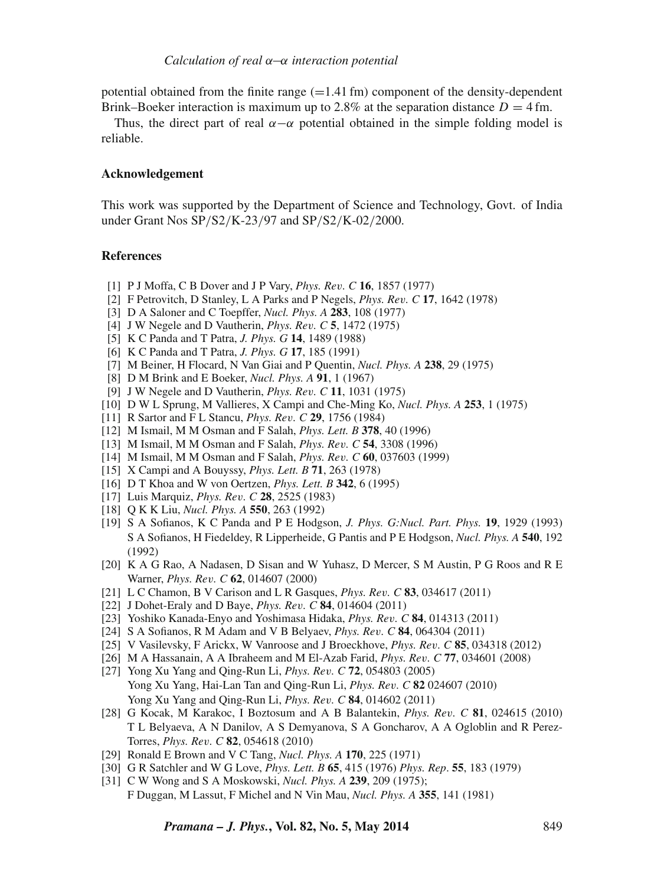potential obtained from the finite range (=1.41 fm) component of the density-dependent Brink–Boeker interaction is maximum up to 2.8% at the separation distance $D = 4$ fm.

Thus, the direct part of real $\alpha-\alpha$ potential obtained in the simple folding model is reliable.

### Acknowledgement

This work was supported by the Department of Science and Technology, Govt. of India under Grant Nos SP/S2/K-23/97 and SP/S2/K-02/2000.

### References

[1] P J Moffa, C B Dover and J P Vary, *Phys. Rev. C* **16**, 1857 (1977)

[2] F Petrovitch, D Stanley, L A Parks and P Negels, *Phys. Rev. C* **17**, 1642 (1978)

[3] D A Saloner and C Toepffer, *Nucl. Phys. A* **283**, 108 (1977)

[4] J W Negele and D Vautherin, *Phys. Rev. C* **5**, 1472 (1975)

[5] K C Panda and T Patra, *J. Phys. G* **14**, 1489 (1988)

[6] K C Panda and T Patra, *J. Phys. G* **17**, 185 (1991)

[7] M Beiner, H Flocard, N Van Giai and P Quentin, *Nucl. Phys. A* **238**, 29 (1975)

[8] D M Brink and E Boeker, *Nucl. Phys. A* **91**, 1 (1967)

[9] J W Negele and D Vautherin, *Phys. Rev. C* **11**, 1031 (1975)

[10] D W L Sprung, M Vallieres, X Campi and Che-Ming Ko, *Nucl. Phys. A* **253**, 1 (1975)

[11] R Sartor and F L Stancu, *Phys. Rev. C* **29**, 1756 (1984)

[12] M Ismail, M M Osman and F Salah, *Phys. Lett. B* **378**, 40 (1996)

[13] M Ismail, M M Osman and F Salah, *Phys. Rev. C* **54**, 3308 (1996)

[14] M Ismail, M M Osman and F Salah, *Phys. Rev. C* **60**, 037603 (1999)

[15] X Campi and A Bouyssy, *Phys. Lett. B* **71**, 263 (1978)

[16] D T Khoa and W von Oertzen, *Phys. Lett. B* **342**, 6 (1995)

[17] Luis Marquiz, *Phys. Rev. C* **28**, 2525 (1983)

[18] Q K K Liu, *Nucl. Phys. A* **550**, 263 (1992)

[19] S A Sofianos, K C Panda and P E Hodgson, *J. Phys. G:Nucl. Part. Phys.* **19**, 1929 (1993)
S A Sofianos, H Fiedeldey, R Lipperheide, G Pantis and P E Hodgson, *Nucl. Phys. A* **540**, 192 (1992)

[20] K A G Rao, A Nadasen, D Sisan and W Yuhasz, D Mercer, S M Austin, P G Roos and R E Warner, *Phys. Rev. C* **62**, 014607 (2000)

[21] L C Chamon, B V Carison and L R Gasques, *Phys. Rev. C* **83**, 034617 (2011)

[22] J Dohet-Eraly and D Baye, *Phys. Rev. C* **84**, 014604 (2011)

[23] Yoshiko Kanada-Enyo and Yoshimasa Hidaka, *Phys. Rev. C* **84**, 014313 (2011)

[24] S A Sofianos, R M Adam and V B Belyaev, *Phys. Rev. C* **84**, 064304 (2011)

[25] V Vasilevsky, F Arickx, W Vanroose and J Broeckhove, *Phys. Rev. C* **85**, 034318 (2012)

[26] M A Hassanain, A A Ibraheem and M El-Azab Farid, *Phys. Rev. C* **77**, 034601 (2008)

[27] Yong Xu Yang and Qing-Run Li, *Phys. Rev. C* **72**, 054803 (2005)
Yong Xu Yang, Hai-Lan Tan and Qing-Run Li, *Phys. Rev. C* **82** 024607 (2010)
Yong Xu Yang and Qing-Run Li, *Phys. Rev. C* **84**, 014602 (2011)

[28] G Kocak, M Karakoc, I Boztosum and A B Balantekin, *Phys. Rev. C* **81**, 024615 (2010)
T L Belyaeva, A N Danilov, A S Demyanova, S A Goncharov, A A Ogloblin and R Perez-Torres, *Phys. Rev. C* **82**, 054618 (2010)

[29] Ronald E Brown and V C Tang, *Nucl. Phys. A* **170**, 225 (1971)

[30] G R Satchler and W G Love, *Phys. Lett. B* **65**, 415 (1976) *Phys. Rep.* **55**, 183 (1979)

[31] C W Wong and S A Moskowski, *Nucl. Phys. A* **239**, 209 (1975);
F Duggan, M Lassut, F Michel and N Vin Mau, *Nucl. Phys. A* **355**, 141 (1981)